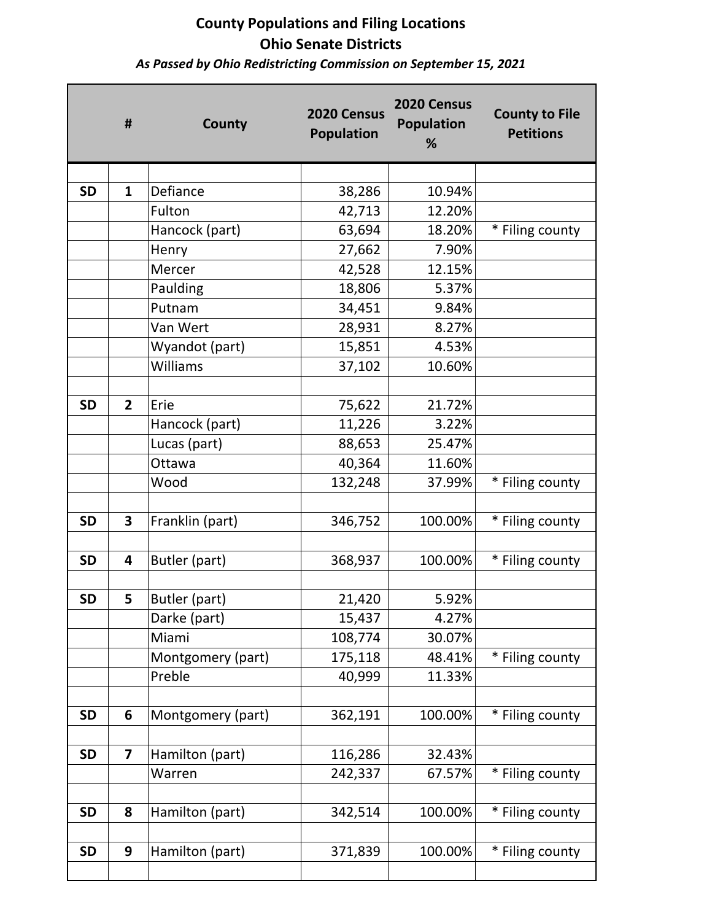**County Populations and Filing Locations**

**Ohio Senate Districts**

***As Passed by Ohio Redistricting Commission on September 15, 2021***

| | # | County | 2020 Census Population | 2020 Census Population % | County to File Petitions |
|---|---|---|---|---|---|
| | | | | | |
| **SD** | **1** | Defiance | 38,286 | 10.94% | |
| | | Fulton | 42,713 | 12.20% | |
| | | Hancock (part) | 63,694 | 18.20% | * Filing county |
| | | Henry | 27,662 | 7.90% | |
| | | Mercer | 42,528 | 12.15% | |
| | | Paulding | 18,806 | 5.37% | |
| | | Putnam | 34,451 | 9.84% | |
| | | Van Wert | 28,931 | 8.27% | |
| | | Wyandot (part) | 15,851 | 4.53% | |
| | | Williams | 37,102 | 10.60% | |
| | | | | | |
| **SD** | **2** | Erie | 75,622 | 21.72% | |
| | | Hancock (part) | 11,226 | 3.22% | |
| | | Lucas (part) | 88,653 | 25.47% | |
| | | Ottawa | 40,364 | 11.60% | |
| | | Wood | 132,248 | 37.99% | * Filing county |
| | | | | | |
| **SD** | **3** | Franklin (part) | 346,752 | 100.00% | * Filing county |
| | | | | | |
| **SD** | **4** | Butler (part) | 368,937 | 100.00% | * Filing county |
| | | | | | |
| **SD** | **5** | Butler (part) | 21,420 | 5.92% | |
| | | Darke (part) | 15,437 | 4.27% | |
| | | Miami | 108,774 | 30.07% | |
| | | Montgomery (part) | 175,118 | 48.41% | * Filing county |
| | | Preble | 40,999 | 11.33% | |
| | | | | | |
| **SD** | **6** | Montgomery (part) | 362,191 | 100.00% | * Filing county |
| | | | | | |
| **SD** | **7** | Hamilton (part) | 116,286 | 32.43% | |
| | | Warren | 242,337 | 67.57% | * Filing county |
| | | | | | |
| **SD** | **8** | Hamilton (part) | 342,514 | 100.00% | * Filing county |
| | | | | | |
| **SD** | **9** | Hamilton (part) | 371,839 | 100.00% | * Filing county |
| | | | | | |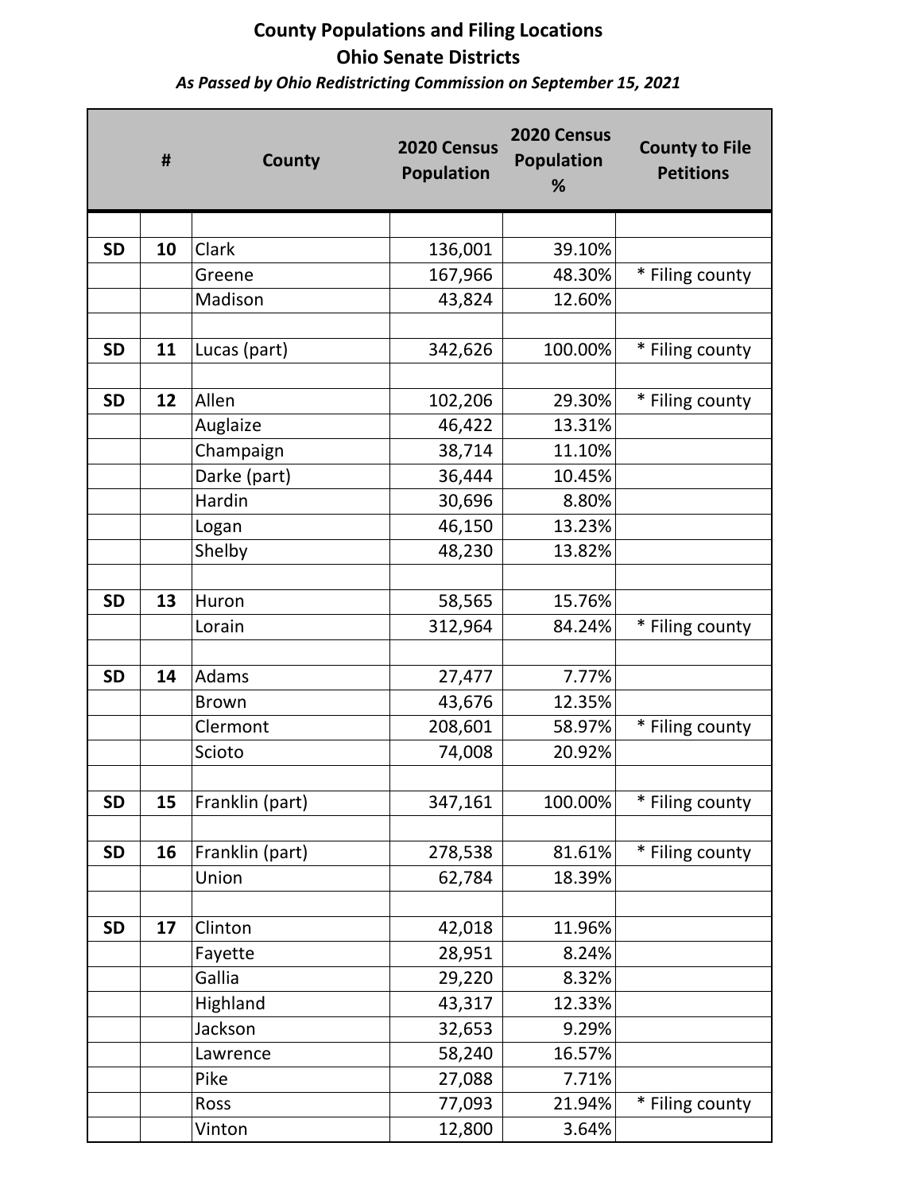**County Populations and Filing Locations**
**Ohio Senate Districts**
***As Passed by Ohio Redistricting Commission on September 15, 2021***

| | # | County | 2020 Census Population | 2020 Census Population % | County to File Petitions |
|---|---|---|---|---|---|
| | | | | | |
| **SD** | **10** | Clark | 136,001 | 39.10% | |
| | | Greene | 167,966 | 48.30% | * Filing county |
| | | Madison | 43,824 | 12.60% | |
| | | | | | |
| **SD** | **11** | Lucas (part) | 342,626 | 100.00% | * Filing county |
| | | | | | |
| **SD** | **12** | Allen | 102,206 | 29.30% | * Filing county |
| | | Auglaize | 46,422 | 13.31% | |
| | | Champaign | 38,714 | 11.10% | |
| | | Darke (part) | 36,444 | 10.45% | |
| | | Hardin | 30,696 | 8.80% | |
| | | Logan | 46,150 | 13.23% | |
| | | Shelby | 48,230 | 13.82% | |
| | | | | | |
| **SD** | **13** | Huron | 58,565 | 15.76% | |
| | | Lorain | 312,964 | 84.24% | * Filing county |
| | | | | | |
| **SD** | **14** | Adams | 27,477 | 7.77% | |
| | | Brown | 43,676 | 12.35% | |
| | | Clermont | 208,601 | 58.97% | * Filing county |
| | | Scioto | 74,008 | 20.92% | |
| | | | | | |
| **SD** | **15** | Franklin (part) | 347,161 | 100.00% | * Filing county |
| | | | | | |
| **SD** | **16** | Franklin (part) | 278,538 | 81.61% | * Filing county |
| | | Union | 62,784 | 18.39% | |
| | | | | | |
| **SD** | **17** | Clinton | 42,018 | 11.96% | |
| | | Fayette | 28,951 | 8.24% | |
| | | Gallia | 29,220 | 8.32% | |
| | | Highland | 43,317 | 12.33% | |
| | | Jackson | 32,653 | 9.29% | |
| | | Lawrence | 58,240 | 16.57% | |
| | | Pike | 27,088 | 7.71% | |
| | | Ross | 77,093 | 21.94% | * Filing county |
| | | Vinton | 12,800 | 3.64% | |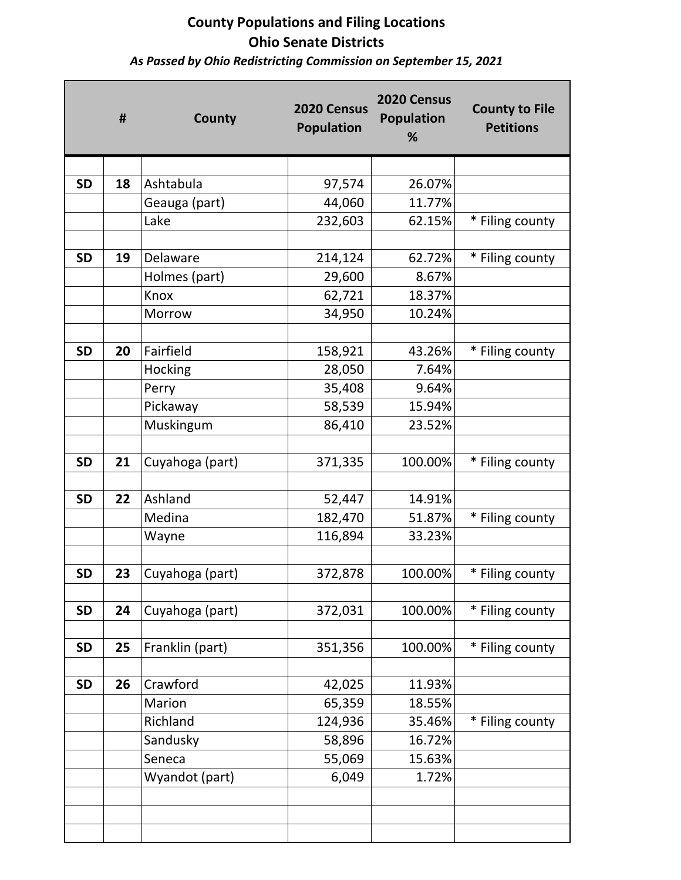**County Populations and Filing Locations**

**Ohio Senate Districts**

***As Passed by Ohio Redistricting Commission on September 15, 2021***

| | # | County | 2020 Census Population | 2020 Census Population % | County to File Petitions |
|---|---|---|---|---|---|
| SD | 18 | Ashtabula | 97,574 | 26.07% | |
| | | Geauga (part) | 44,060 | 11.77% | |
| | | Lake | 232,603 | 62.15% | * Filing county |
| SD | 19 | Delaware | 214,124 | 62.72% | * Filing county |
| | | Holmes (part) | 29,600 | 8.67% | |
| | | Knox | 62,721 | 18.37% | |
| | | Morrow | 34,950 | 10.24% | |
| SD | 20 | Fairfield | 158,921 | 43.26% | * Filing county |
| | | Hocking | 28,050 | 7.64% | |
| | | Perry | 35,408 | 9.64% | |
| | | Pickaway | 58,539 | 15.94% | |
| | | Muskingum | 86,410 | 23.52% | |
| SD | 21 | Cuyahoga (part) | 371,335 | 100.00% | * Filing county |
| SD | 22 | Ashland | 52,447 | 14.91% | |
| | | Medina | 182,470 | 51.87% | * Filing county |
| | | Wayne | 116,894 | 33.23% | |
| SD | 23 | Cuyahoga (part) | 372,878 | 100.00% | * Filing county |
| SD | 24 | Cuyahoga (part) | 372,031 | 100.00% | * Filing county |
| SD | 25 | Franklin (part) | 351,356 | 100.00% | * Filing county |
| SD | 26 | Crawford | 42,025 | 11.93% | |
| | | Marion | 65,359 | 18.55% | |
| | | Richland | 124,936 | 35.46% | * Filing county |
| | | Sandusky | 58,896 | 16.72% | |
| | | Seneca | 55,069 | 15.63% | |
| | | Wyandot (part) | 6,049 | 1.72% | |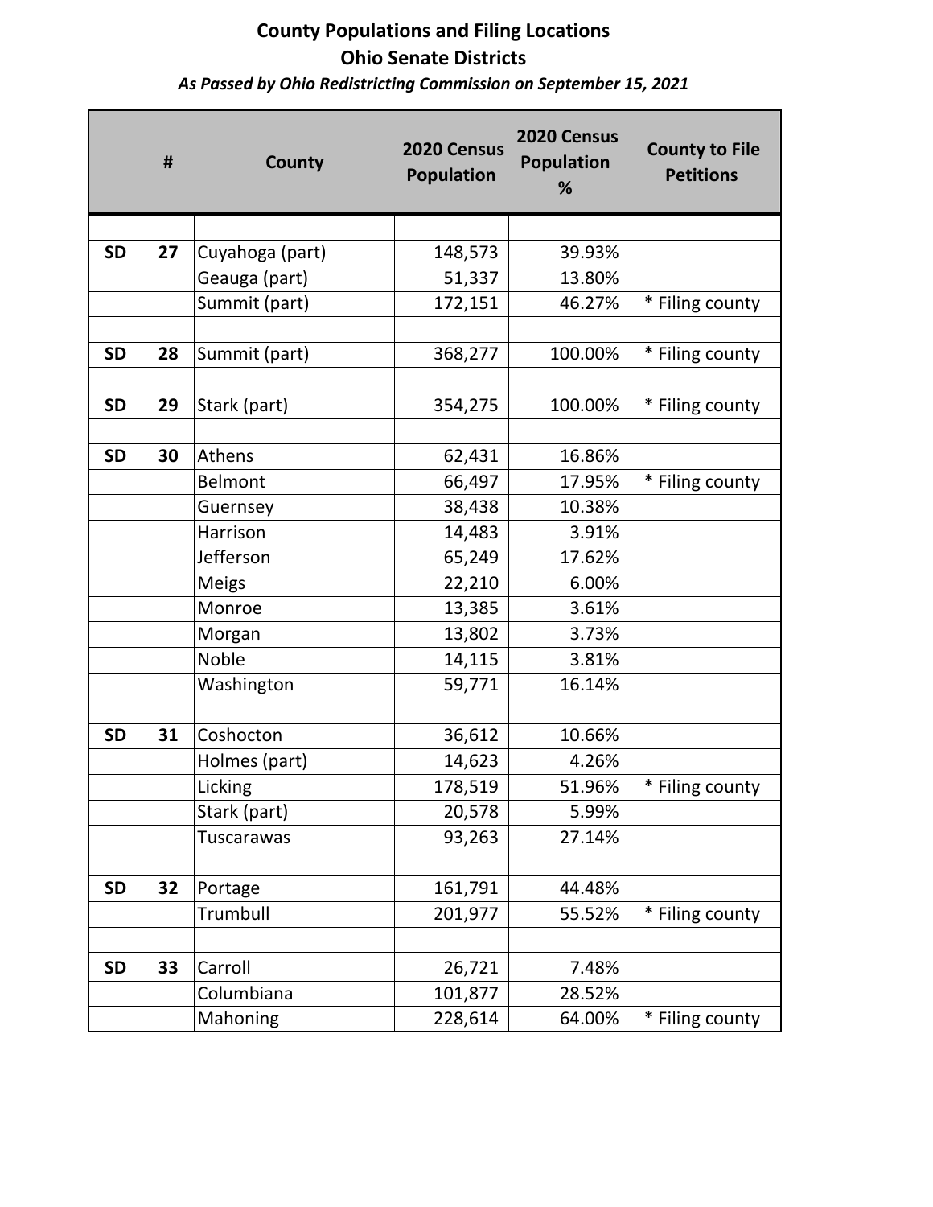**County Populations and Filing Locations**

**Ohio Senate Districts**

***As Passed by Ohio Redistricting Commission on September 15, 2021***

| | # | County | 2020 Census Population | 2020 Census Population % | County to File Petitions |
|---|---|---|---|---|---|
| | | | | | |
| **SD** | **27** | Cuyahoga (part) | 148,573 | 39.93% | |
| | | Geauga (part) | 51,337 | 13.80% | |
| | | Summit (part) | 172,151 | 46.27% | * Filing county |
| | | | | | |
| **SD** | **28** | Summit (part) | 368,277 | 100.00% | * Filing county |
| | | | | | |
| **SD** | **29** | Stark (part) | 354,275 | 100.00% | * Filing county |
| | | | | | |
| **SD** | **30** | Athens | 62,431 | 16.86% | |
| | | Belmont | 66,497 | 17.95% | * Filing county |
| | | Guernsey | 38,438 | 10.38% | |
| | | Harrison | 14,483 | 3.91% | |
| | | Jefferson | 65,249 | 17.62% | |
| | | Meigs | 22,210 | 6.00% | |
| | | Monroe | 13,385 | 3.61% | |
| | | Morgan | 13,802 | 3.73% | |
| | | Noble | 14,115 | 3.81% | |
| | | Washington | 59,771 | 16.14% | |
| | | | | | |
| **SD** | **31** | Coshocton | 36,612 | 10.66% | |
| | | Holmes (part) | 14,623 | 4.26% | |
| | | Licking | 178,519 | 51.96% | * Filing county |
| | | Stark (part) | 20,578 | 5.99% | |
| | | Tuscarawas | 93,263 | 27.14% | |
| | | | | | |
| **SD** | **32** | Portage | 161,791 | 44.48% | |
| | | Trumbull | 201,977 | 55.52% | * Filing county |
| | | | | | |
| **SD** | **33** | Carroll | 26,721 | 7.48% | |
| | | Columbiana | 101,877 | 28.52% | |
| | | Mahoning | 228,614 | 64.00% | * Filing county |